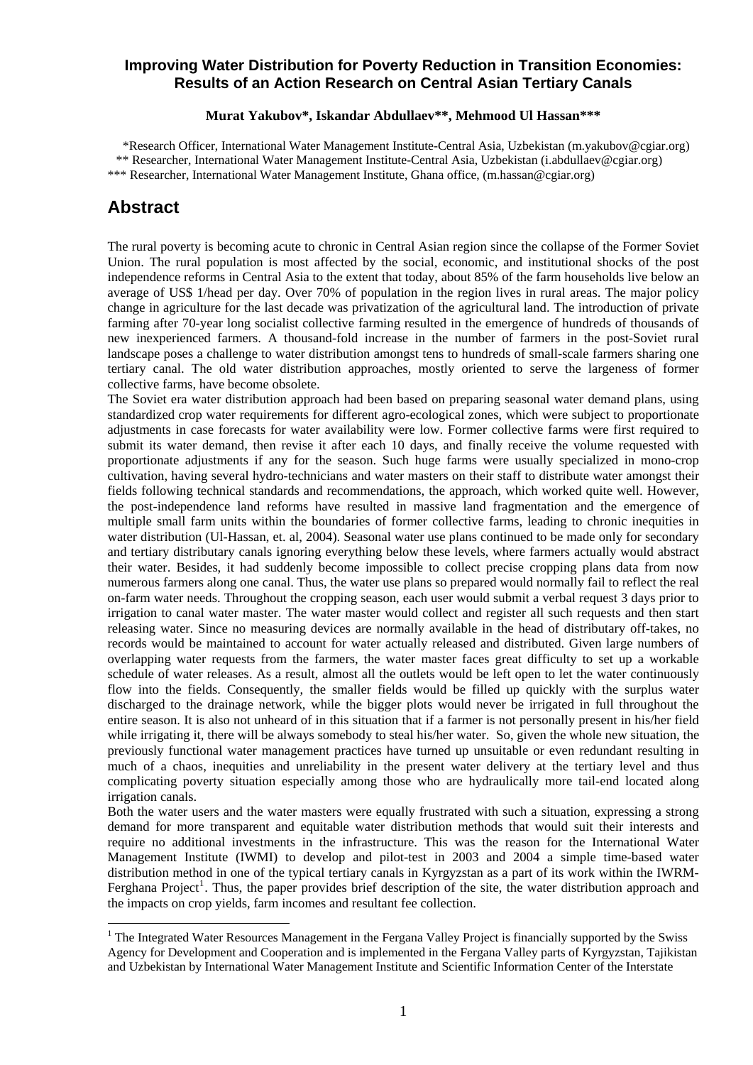**Improving Water Distribution for Poverty Reduction in Transition Economies: Results of an Action Research on Central Asian Tertiary Canals**

**Murat Yakubov\*, Iskandar Abdullaev\*\*, Mehmood Ul Hassan\*\*\***

\*Research Officer, International Water Management Institute-Central Asia, Uzbekistan (m.yakubov@cgiar.org)
\*\* Researcher, International Water Management Institute-Central Asia, Uzbekistan (i.abdullaev@cgiar.org)
\*\*\* Researcher, International Water Management Institute, Ghana office, (m.hassan@cgiar.org)

# Abstract

The rural poverty is becoming acute to chronic in Central Asian region since the collapse of the Former Soviet Union. The rural population is most affected by the social, economic, and institutional shocks of the post independence reforms in Central Asia to the extent that today, about 85% of the farm households live below an average of US$ 1/head per day. Over 70% of population in the region lives in rural areas. The major policy change in agriculture for the last decade was privatization of the agricultural land. The introduction of private farming after 70-year long socialist collective farming resulted in the emergence of hundreds of thousands of new inexperienced farmers. A thousand-fold increase in the number of farmers in the post-Soviet rural landscape poses a challenge to water distribution amongst tens to hundreds of small-scale farmers sharing one tertiary canal. The old water distribution approaches, mostly oriented to serve the largeness of former collective farms, have become obsolete.

The Soviet era water distribution approach had been based on preparing seasonal water demand plans, using standardized crop water requirements for different agro-ecological zones, which were subject to proportionate adjustments in case forecasts for water availability were low. Former collective farms were first required to submit its water demand, then revise it after each 10 days, and finally receive the volume requested with proportionate adjustments if any for the season. Such huge farms were usually specialized in mono-crop cultivation, having several hydro-technicians and water masters on their staff to distribute water amongst their fields following technical standards and recommendations, the approach, which worked quite well. However, the post-independence land reforms have resulted in massive land fragmentation and the emergence of multiple small farm units within the boundaries of former collective farms, leading to chronic inequities in water distribution (Ul-Hassan, et. al, 2004). Seasonal water use plans continued to be made only for secondary and tertiary distributary canals ignoring everything below these levels, where farmers actually would abstract their water. Besides, it had suddenly become impossible to collect precise cropping plans data from now numerous farmers along one canal. Thus, the water use plans so prepared would normally fail to reflect the real on-farm water needs. Throughout the cropping season, each user would submit a verbal request 3 days prior to irrigation to canal water master. The water master would collect and register all such requests and then start releasing water. Since no measuring devices are normally available in the head of distributary off-takes, no records would be maintained to account for water actually released and distributed. Given large numbers of overlapping water requests from the farmers, the water master faces great difficulty to set up a workable schedule of water releases. As a result, almost all the outlets would be left open to let the water continuously flow into the fields. Consequently, the smaller fields would be filled up quickly with the surplus water discharged to the drainage network, while the bigger plots would never be irrigated in full throughout the entire season. It is also not unheard of in this situation that if a farmer is not personally present in his/her field while irrigating it, there will be always somebody to steal his/her water. So, given the whole new situation, the previously functional water management practices have turned up unsuitable or even redundant resulting in much of a chaos, inequities and unreliability in the present water delivery at the tertiary level and thus complicating poverty situation especially among those who are hydraulically more tail-end located along irrigation canals.

Both the water users and the water masters were equally frustrated with such a situation, expressing a strong demand for more transparent and equitable water distribution methods that would suit their interests and require no additional investments in the infrastructure. This was the reason for the International Water Management Institute (IWMI) to develop and pilot-test in 2003 and 2004 a simple time-based water distribution method in one of the typical tertiary canals in Kyrgyzstan as a part of its work within the IWRM-Ferghana Project[1]. Thus, the paper provides brief description of the site, the water distribution approach and the impacts on crop yields, farm incomes and resultant fee collection.

---

[1] The Integrated Water Resources Management in the Fergana Valley Project is financially supported by the Swiss Agency for Development and Cooperation and is implemented in the Fergana Valley parts of Kyrgyzstan, Tajikistan and Uzbekistan by International Water Management Institute and Scientific Information Center of the Interstate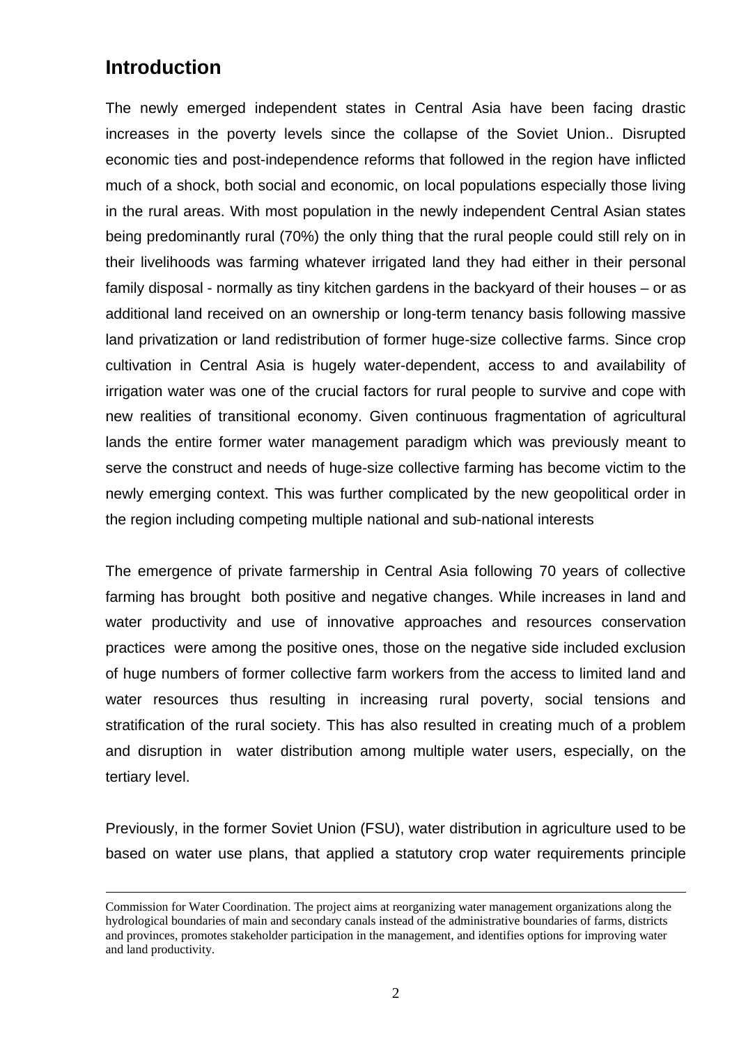## Introduction

The newly emerged independent states in Central Asia have been facing drastic increases in the poverty levels since the collapse of the Soviet Union.. Disrupted economic ties and post-independence reforms that followed in the region have inflicted much of a shock, both social and economic, on local populations especially those living in the rural areas. With most population in the newly independent Central Asian states being predominantly rural (70%) the only thing that the rural people could still rely on in their livelihoods was farming whatever irrigated land they had either in their personal family disposal - normally as tiny kitchen gardens in the backyard of their houses – or as additional land received on an ownership or long-term tenancy basis following massive land privatization or land redistribution of former huge-size collective farms. Since crop cultivation in Central Asia is hugely water-dependent, access to and availability of irrigation water was one of the crucial factors for rural people to survive and cope with new realities of transitional economy. Given continuous fragmentation of agricultural lands the entire former water management paradigm which was previously meant to serve the construct and needs of huge-size collective farming has become victim to the newly emerging context. This was further complicated by the new geopolitical order in the region including competing multiple national and sub-national interests

The emergence of private farmership in Central Asia following 70 years of collective farming has brought both positive and negative changes. While increases in land and water productivity and use of innovative approaches and resources conservation practices were among the positive ones, those on the negative side included exclusion of huge numbers of former collective farm workers from the access to limited land and water resources thus resulting in increasing rural poverty, social tensions and stratification of the rural society. This has also resulted in creating much of a problem and disruption in water distribution among multiple water users, especially, on the tertiary level.

Previously, in the former Soviet Union (FSU), water distribution in agriculture used to be based on water use plans, that applied a statutory crop water requirements principle

Commission for Water Coordination. The project aims at reorganizing water management organizations along the hydrological boundaries of main and secondary canals instead of the administrative boundaries of farms, districts and provinces, promotes stakeholder participation in the management, and identifies options for improving water and land productivity.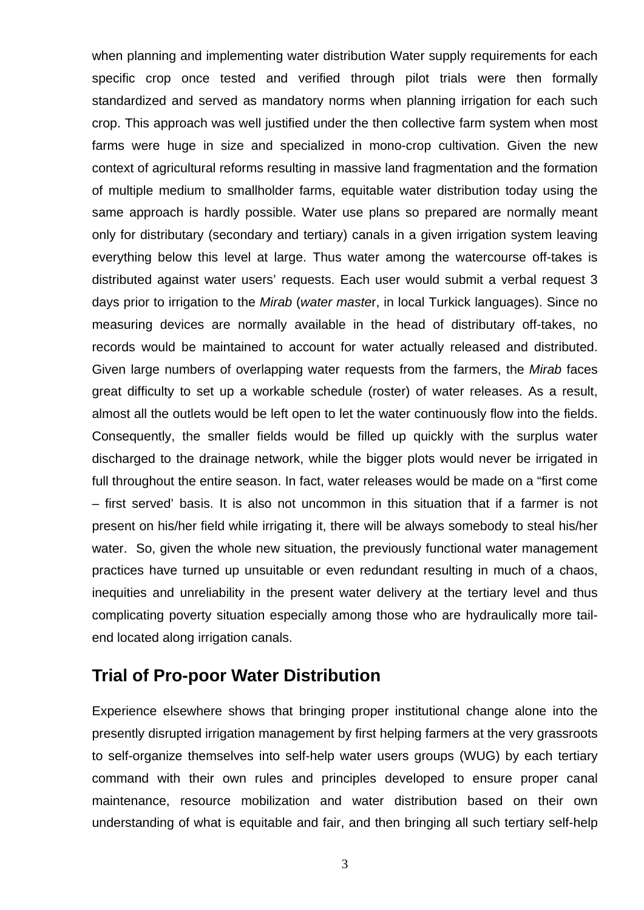when planning and implementing water distribution Water supply requirements for each specific crop once tested and verified through pilot trials were then formally standardized and served as mandatory norms when planning irrigation for each such crop. This approach was well justified under the then collective farm system when most farms were huge in size and specialized in mono-crop cultivation. Given the new context of agricultural reforms resulting in massive land fragmentation and the formation of multiple medium to smallholder farms, equitable water distribution today using the same approach is hardly possible. Water use plans so prepared are normally meant only for distributary (secondary and tertiary) canals in a given irrigation system leaving everything below this level at large. Thus water among the watercourse off-takes is distributed against water users' requests. Each user would submit a verbal request 3 days prior to irrigation to the *Mirab* (*water master*, in local Turkick languages). Since no measuring devices are normally available in the head of distributary off-takes, no records would be maintained to account for water actually released and distributed. Given large numbers of overlapping water requests from the farmers, the *Mirab* faces great difficulty to set up a workable schedule (roster) of water releases. As a result, almost all the outlets would be left open to let the water continuously flow into the fields. Consequently, the smaller fields would be filled up quickly with the surplus water discharged to the drainage network, while the bigger plots would never be irrigated in full throughout the entire season. In fact, water releases would be made on a "first come – first served' basis. It is also not uncommon in this situation that if a farmer is not present on his/her field while irrigating it, there will be always somebody to steal his/her water. So, given the whole new situation, the previously functional water management practices have turned up unsuitable or even redundant resulting in much of a chaos, inequities and unreliability in the present water delivery at the tertiary level and thus complicating poverty situation especially among those who are hydraulically more tail-end located along irrigation canals.

## Trial of Pro-poor Water Distribution

Experience elsewhere shows that bringing proper institutional change alone into the presently disrupted irrigation management by first helping farmers at the very grassroots to self-organize themselves into self-help water users groups (WUG) by each tertiary command with their own rules and principles developed to ensure proper canal maintenance, resource mobilization and water distribution based on their own understanding of what is equitable and fair, and then bringing all such tertiary self-help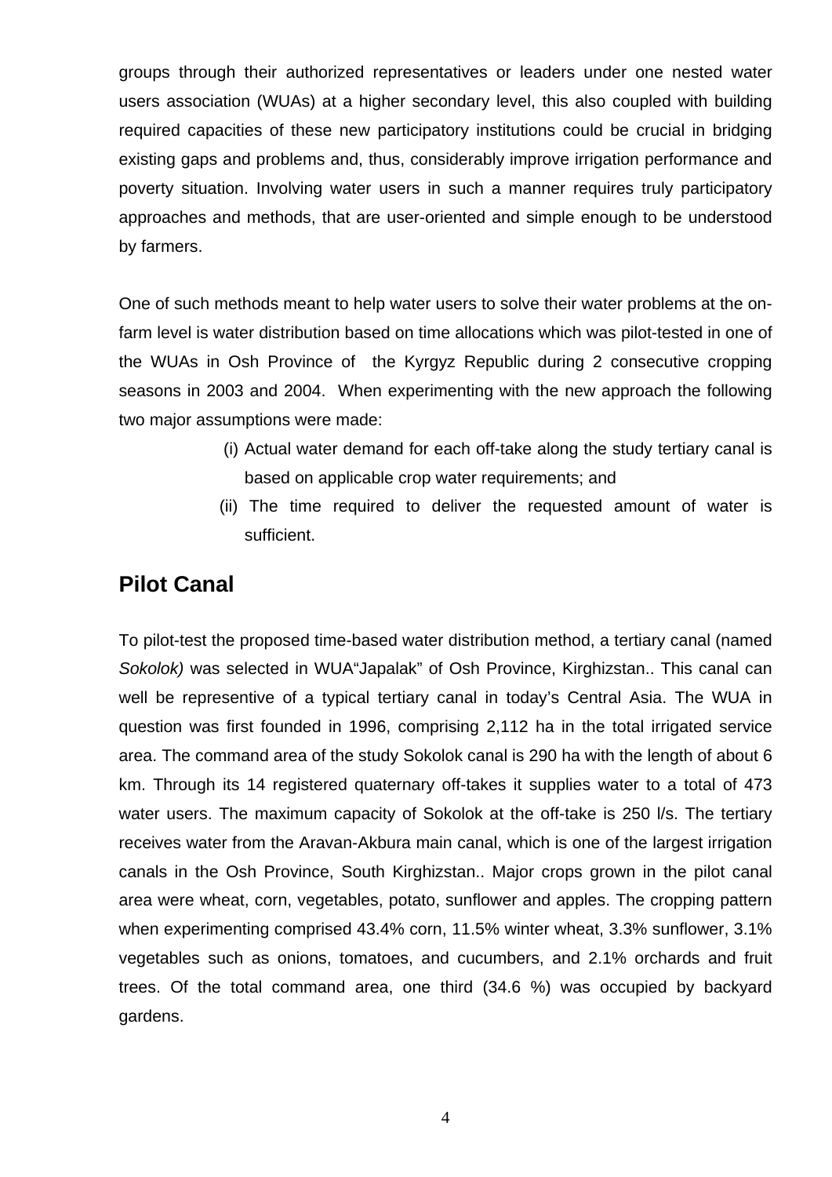groups through their authorized representatives or leaders under one nested water users association (WUAs) at a higher secondary level, this also coupled with building required capacities of these new participatory institutions could be crucial in bridging existing gaps and problems and, thus, considerably improve irrigation performance and poverty situation. Involving water users in such a manner requires truly participatory approaches and methods, that are user-oriented and simple enough to be understood by farmers.

One of such methods meant to help water users to solve their water problems at the on-farm level is water distribution based on time allocations which was pilot-tested in one of the WUAs in Osh Province of the Kyrgyz Republic during 2 consecutive cropping seasons in 2003 and 2004. When experimenting with the new approach the following two major assumptions were made:

(i) Actual water demand for each off-take along the study tertiary canal is based on applicable crop water requirements; and

(ii) The time required to deliver the requested amount of water is sufficient.

## Pilot Canal

To pilot-test the proposed time-based water distribution method, a tertiary canal (named *Sokolok)* was selected in WUA"Japalak" of Osh Province, Kirghizstan.. This canal can well be representive of a typical tertiary canal in today's Central Asia. The WUA in question was first founded in 1996, comprising 2,112 ha in the total irrigated service area. The command area of the study Sokolok canal is 290 ha with the length of about 6 km. Through its 14 registered quaternary off-takes it supplies water to a total of 473 water users. The maximum capacity of Sokolok at the off-take is 250 l/s. The tertiary receives water from the Aravan-Akbura main canal, which is one of the largest irrigation canals in the Osh Province, South Kirghizstan.. Major crops grown in the pilot canal area were wheat, corn, vegetables, potato, sunflower and apples. The cropping pattern when experimenting comprised 43.4% corn, 11.5% winter wheat, 3.3% sunflower, 3.1% vegetables such as onions, tomatoes, and cucumbers, and 2.1% orchards and fruit trees. Of the total command area, one third (34.6 %) was occupied by backyard gardens.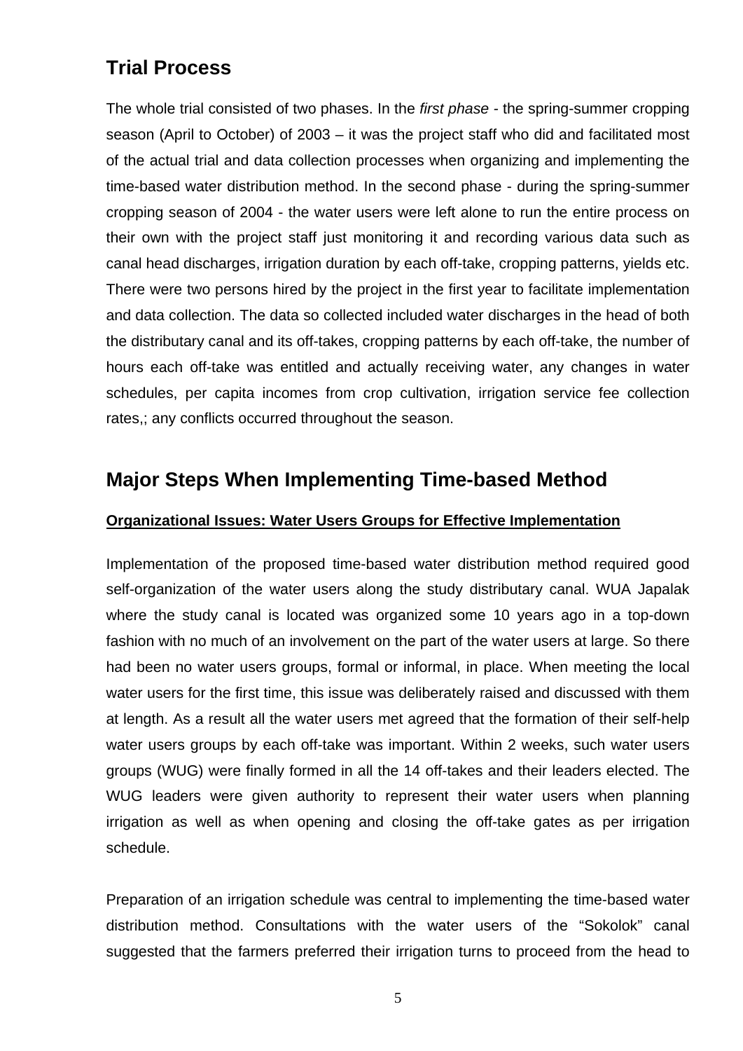## Trial Process

The whole trial consisted of two phases. In the *first phase* - the spring-summer cropping season (April to October) of 2003 – it was the project staff who did and facilitated most of the actual trial and data collection processes when organizing and implementing the time-based water distribution method. In the second phase - during the spring-summer cropping season of 2004 - the water users were left alone to run the entire process on their own with the project staff just monitoring it and recording various data such as canal head discharges, irrigation duration by each off-take, cropping patterns, yields etc. There were two persons hired by the project in the first year to facilitate implementation and data collection. The data so collected included water discharges in the head of both the distributary canal and its off-takes, cropping patterns by each off-take, the number of hours each off-take was entitled and actually receiving water, any changes in water schedules, per capita incomes from crop cultivation, irrigation service fee collection rates,; any conflicts occurred throughout the season.

## Major Steps When Implementing Time-based Method

### Organizational Issues: Water Users Groups for Effective Implementation

Implementation of the proposed time-based water distribution method required good self-organization of the water users along the study distributary canal. WUA Japalak where the study canal is located was organized some 10 years ago in a top-down fashion with no much of an involvement on the part of the water users at large. So there had been no water users groups, formal or informal, in place. When meeting the local water users for the first time, this issue was deliberately raised and discussed with them at length. As a result all the water users met agreed that the formation of their self-help water users groups by each off-take was important. Within 2 weeks, such water users groups (WUG) were finally formed in all the 14 off-takes and their leaders elected. The WUG leaders were given authority to represent their water users when planning irrigation as well as when opening and closing the off-take gates as per irrigation schedule.

Preparation of an irrigation schedule was central to implementing the time-based water distribution method. Consultations with the water users of the "Sokolok" canal suggested that the farmers preferred their irrigation turns to proceed from the head to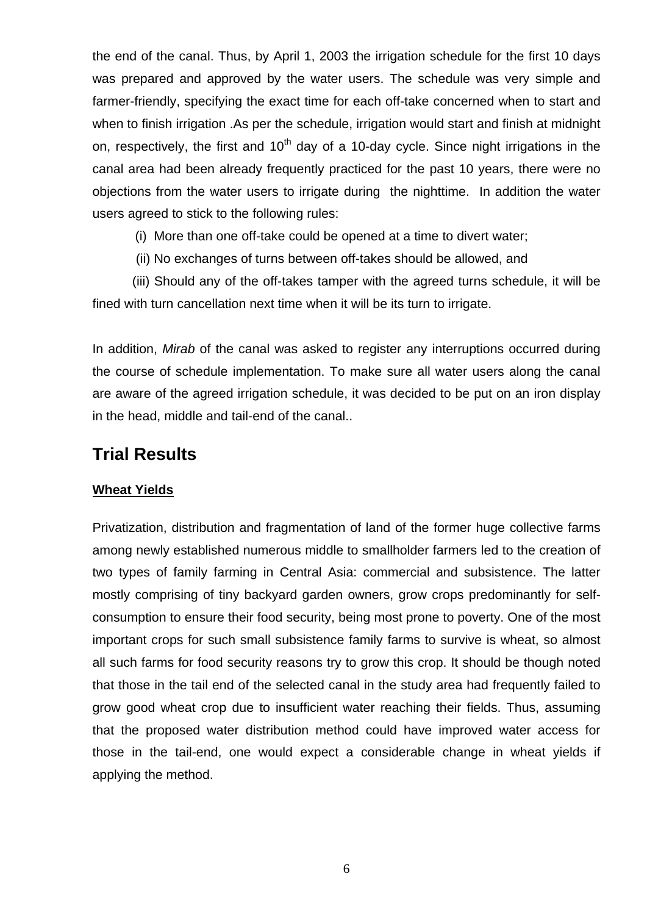the end of the canal. Thus, by April 1, 2003 the irrigation schedule for the first 10 days was prepared and approved by the water users. The schedule was very simple and farmer-friendly, specifying the exact time for each off-take concerned when to start and when to finish irrigation .As per the schedule, irrigation would start and finish at midnight on, respectively, the first and 10$^{th}$ day of a 10-day cycle. Since night irrigations in the canal area had been already frequently practiced for the past 10 years, there were no objections from the water users to irrigate during the nighttime. In addition the water users agreed to stick to the following rules:

(i) More than one off-take could be opened at a time to divert water;

(ii) No exchanges of turns between off-takes should be allowed, and

(iii) Should any of the off-takes tamper with the agreed turns schedule, it will be fined with turn cancellation next time when it will be its turn to irrigate.

In addition, *Mirab* of the canal was asked to register any interruptions occurred during the course of schedule implementation. To make sure all water users along the canal are aware of the agreed irrigation schedule, it was decided to be put on an iron display in the head, middle and tail-end of the canal..

## Trial Results

**Wheat Yields**

Privatization, distribution and fragmentation of land of the former huge collective farms among newly established numerous middle to smallholder farmers led to the creation of two types of family farming in Central Asia: commercial and subsistence. The latter mostly comprising of tiny backyard garden owners, grow crops predominantly for self-consumption to ensure their food security, being most prone to poverty. One of the most important crops for such small subsistence family farms to survive is wheat, so almost all such farms for food security reasons try to grow this crop. It should be though noted that those in the tail end of the selected canal in the study area had frequently failed to grow good wheat crop due to insufficient water reaching their fields. Thus, assuming that the proposed water distribution method could have improved water access for those in the tail-end, one would expect a considerable change in wheat yields if applying the method.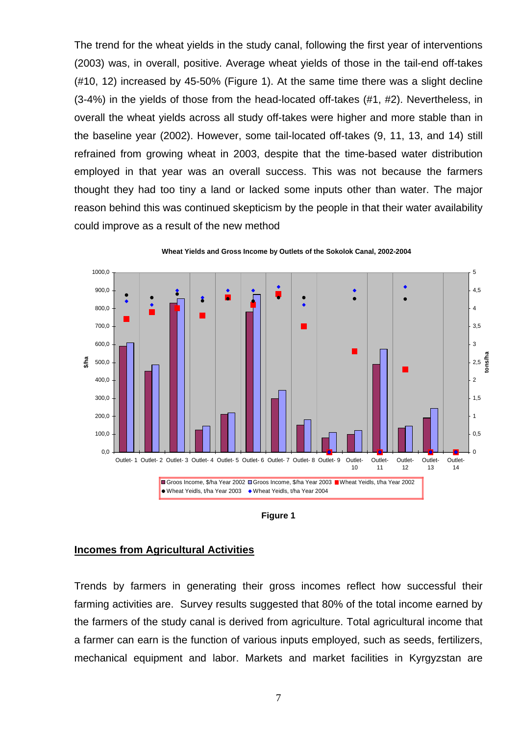The trend for the wheat yields in the study canal, following the first year of interventions (2003) was, in overall, positive. Average wheat yields of those in the tail-end off-takes (#10, 12) increased by 45-50% (Figure 1). At the same time there was a slight decline (3-4%) in the yields of those from the head-located off-takes (#1, #2). Nevertheless, in overall the wheat yields across all study off-takes were higher and more stable than in the baseline year (2002). However, some tail-located off-takes (9, 11, 13, and 14) still refrained from growing wheat in 2003, despite that the time-based water distribution employed in that year was an overall success. This was not because the farmers thought they had too tiny a land or lacked some inputs other than water. The major reason behind this was continued skepticism by the people in that their water availability could improve as a result of the new method

**Wheat Yields and Gross Income by Outlets of the Sokolok Canal, 2002-2004**

Figure 1

## Incomes from Agricultural Activities

Trends by farmers in generating their gross incomes reflect how successful their farming activities are. Survey results suggested that 80% of the total income earned by the farmers of the study canal is derived from agriculture. Total agricultural income that a farmer can earn is the function of various inputs employed, such as seeds, fertilizers, mechanical equipment and labor. Markets and market facilities in Kyrgyzstan are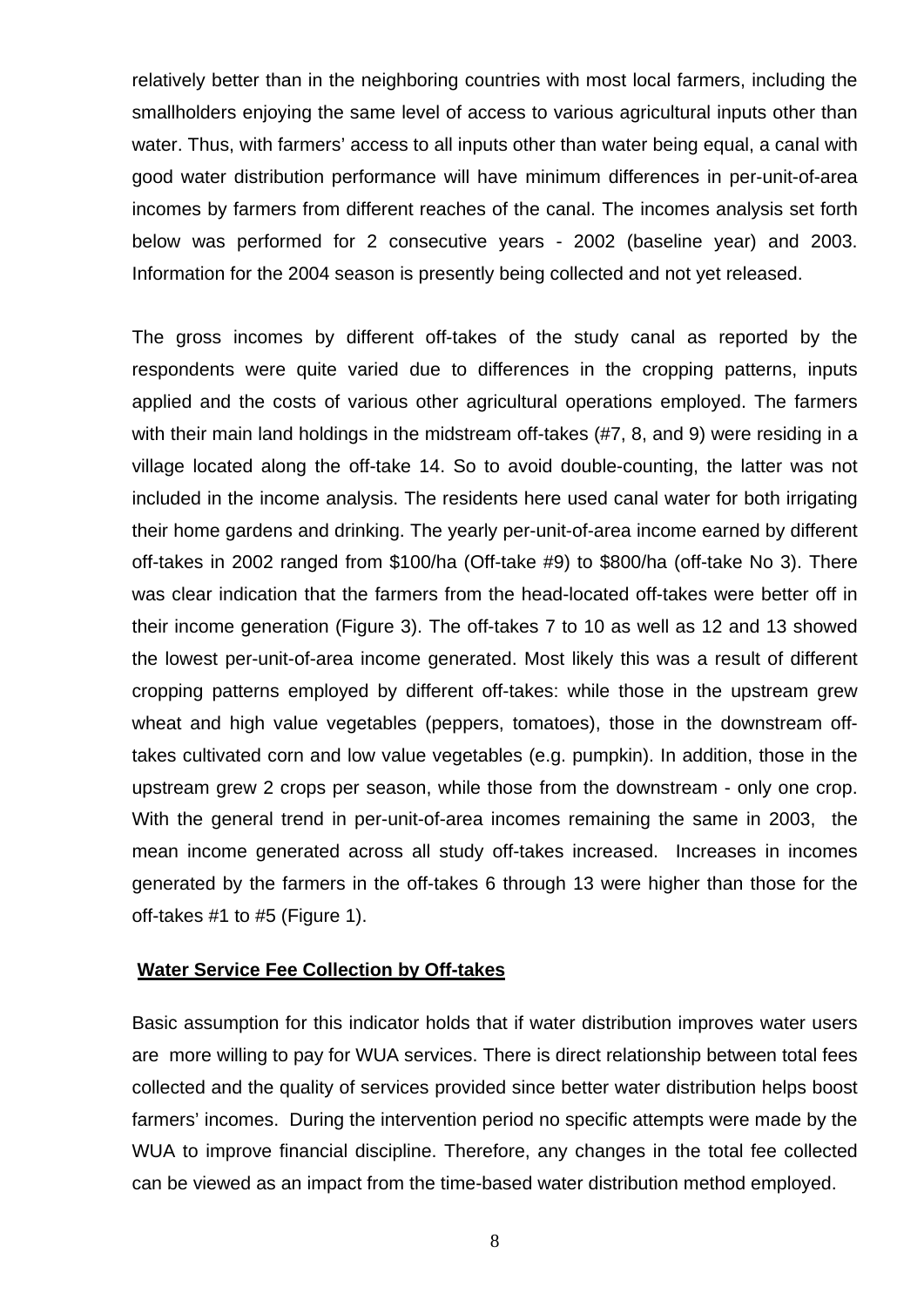relatively better than in the neighboring countries with most local farmers, including the smallholders enjoying the same level of access to various agricultural inputs other than water. Thus, with farmers' access to all inputs other than water being equal, a canal with good water distribution performance will have minimum differences in per-unit-of-area incomes by farmers from different reaches of the canal. The incomes analysis set forth below was performed for 2 consecutive years - 2002 (baseline year) and 2003. Information for the 2004 season is presently being collected and not yet released.

The gross incomes by different off-takes of the study canal as reported by the respondents were quite varied due to differences in the cropping patterns, inputs applied and the costs of various other agricultural operations employed. The farmers with their main land holdings in the midstream off-takes (#7, 8, and 9) were residing in a village located along the off-take 14. So to avoid double-counting, the latter was not included in the income analysis. The residents here used canal water for both irrigating their home gardens and drinking. The yearly per-unit-of-area income earned by different off-takes in 2002 ranged from $100/ha (Off-take #9) to $800/ha (off-take No 3). There was clear indication that the farmers from the head-located off-takes were better off in their income generation (Figure 3). The off-takes 7 to 10 as well as 12 and 13 showed the lowest per-unit-of-area income generated. Most likely this was a result of different cropping patterns employed by different off-takes: while those in the upstream grew wheat and high value vegetables (peppers, tomatoes), those in the downstream off-takes cultivated corn and low value vegetables (e.g. pumpkin). In addition, those in the upstream grew 2 crops per season, while those from the downstream - only one crop. With the general trend in per-unit-of-area incomes remaining the same in 2003, the mean income generated across all study off-takes increased. Increases in incomes generated by the farmers in the off-takes 6 through 13 were higher than those for the off-takes #1 to #5 (Figure 1).

## Water Service Fee Collection by Off-takes

Basic assumption for this indicator holds that if water distribution improves water users are more willing to pay for WUA services. There is direct relationship between total fees collected and the quality of services provided since better water distribution helps boost farmers' incomes. During the intervention period no specific attempts were made by the WUA to improve financial discipline. Therefore, any changes in the total fee collected can be viewed as an impact from the time-based water distribution method employed.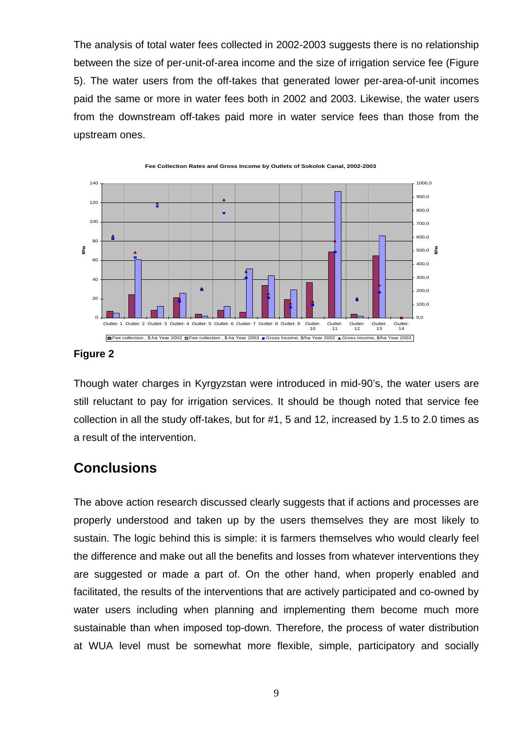The analysis of total water fees collected in 2002-2003 suggests there is no relationship between the size of per-unit-of-area income and the size of irrigation service fee (Figure 5). The water users from the off-takes that generated lower per-area-of-unit incomes paid the same or more in water fees both in 2002 and 2003. Likewise, the water users from the downstream off-takes paid more in water service fees than those from the upstream ones.

Fee Collection Rates and Gross Income by Outlets of Sokolok Canal, 2002-2003

**Figure 2**

Though water charges in Kyrgyzstan were introduced in mid-90's, the water users are still reluctant to pay for irrigation services. It should be though noted that service fee collection in all the study off-takes, but for #1, 5 and 12, increased by 1.5 to 2.0 times as a result of the intervention.

## Conclusions

The above action research discussed clearly suggests that if actions and processes are properly understood and taken up by the users themselves they are most likely to sustain. The logic behind this is simple: it is farmers themselves who would clearly feel the difference and make out all the benefits and losses from whatever interventions they are suggested or made a part of. On the other hand, when properly enabled and facilitated, the results of the interventions that are actively participated and co-owned by water users including when planning and implementing them become much more sustainable than when imposed top-down. Therefore, the process of water distribution at WUA level must be somewhat more flexible, simple, participatory and socially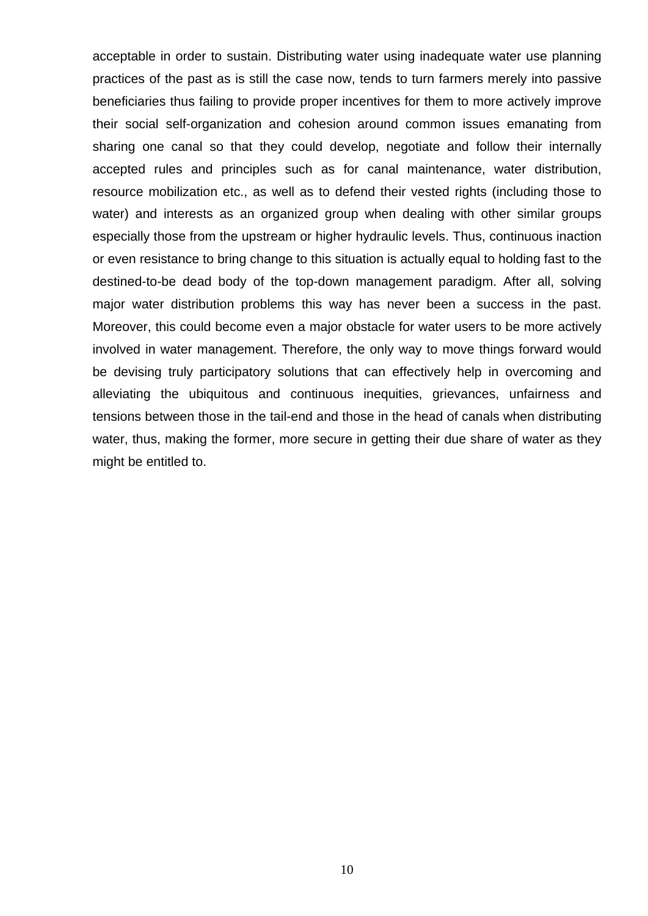acceptable in order to sustain. Distributing water using inadequate water use planning practices of the past as is still the case now, tends to turn farmers merely into passive beneficiaries thus failing to provide proper incentives for them to more actively improve their social self-organization and cohesion around common issues emanating from sharing one canal so that they could develop, negotiate and follow their internally accepted rules and principles such as for canal maintenance, water distribution, resource mobilization etc., as well as to defend their vested rights (including those to water) and interests as an organized group when dealing with other similar groups especially those from the upstream or higher hydraulic levels. Thus, continuous inaction or even resistance to bring change to this situation is actually equal to holding fast to the destined-to-be dead body of the top-down management paradigm. After all, solving major water distribution problems this way has never been a success in the past. Moreover, this could become even a major obstacle for water users to be more actively involved in water management. Therefore, the only way to move things forward would be devising truly participatory solutions that can effectively help in overcoming and alleviating the ubiquitous and continuous inequities, grievances, unfairness and tensions between those in the tail-end and those in the head of canals when distributing water, thus, making the former, more secure in getting their due share of water as they might be entitled to.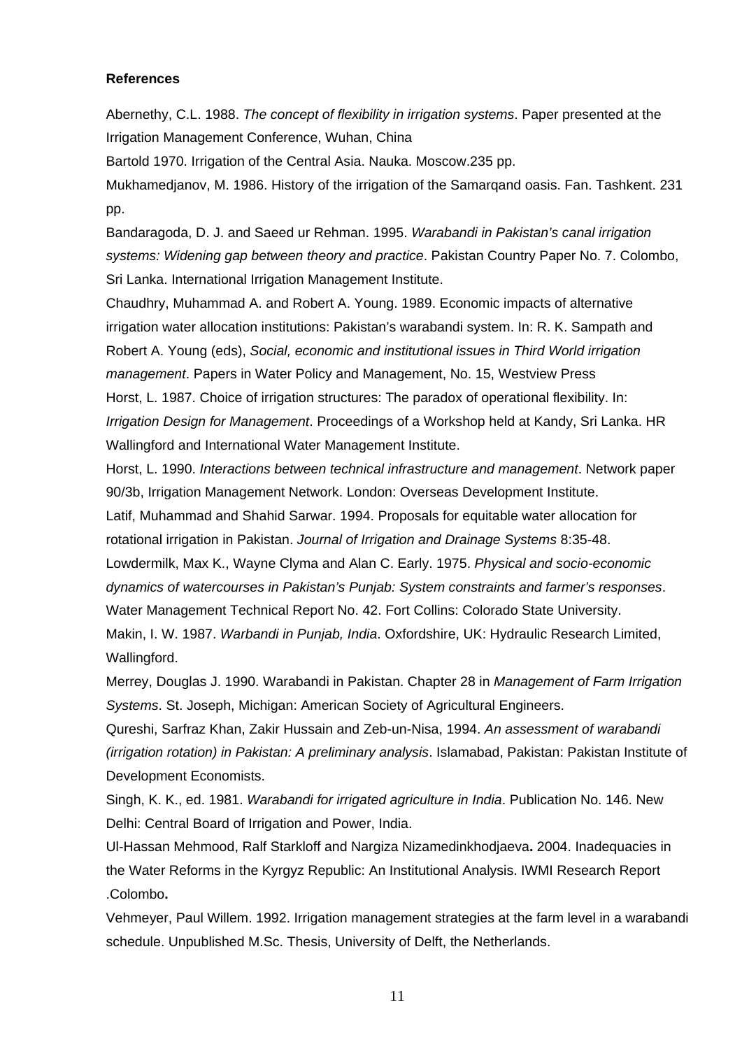**References**

Abernethy, C.L. 1988. *The concept of flexibility in irrigation systems*. Paper presented at the Irrigation Management Conference, Wuhan, China

Bartold 1970. Irrigation of the Central Asia. Nauka. Moscow.235 pp.

Mukhamedjanov, M. 1986. History of the irrigation of the Samarqand oasis. Fan. Tashkent. 231 pp.

Bandaragoda, D. J. and Saeed ur Rehman. 1995. *Warabandi in Pakistan's canal irrigation systems: Widening gap between theory and practice*. Pakistan Country Paper No. 7. Colombo, Sri Lanka. International Irrigation Management Institute.

Chaudhry, Muhammad A. and Robert A. Young. 1989. Economic impacts of alternative irrigation water allocation institutions: Pakistan's warabandi system. In: R. K. Sampath and Robert A. Young (eds), *Social, economic and institutional issues in Third World irrigation management*. Papers in Water Policy and Management, No. 15, Westview Press

Horst, L. 1987. Choice of irrigation structures: The paradox of operational flexibility. In: *Irrigation Design for Management*. Proceedings of a Workshop held at Kandy, Sri Lanka. HR Wallingford and International Water Management Institute.

Horst, L. 1990. *Interactions between technical infrastructure and management*. Network paper 90/3b, Irrigation Management Network. London: Overseas Development Institute.

Latif, Muhammad and Shahid Sarwar. 1994. Proposals for equitable water allocation for rotational irrigation in Pakistan. *Journal of Irrigation and Drainage Systems* 8:35-48.

Lowdermilk, Max K., Wayne Clyma and Alan C. Early. 1975. *Physical and socio-economic dynamics of watercourses in Pakistan's Punjab: System constraints and farmer's responses*. Water Management Technical Report No. 42. Fort Collins: Colorado State University.

Makin, I. W. 1987. *Warbandi in Punjab, India*. Oxfordshire, UK: Hydraulic Research Limited, Wallingford.

Merrey, Douglas J. 1990. Warabandi in Pakistan. Chapter 28 in *Management of Farm Irrigation Systems*. St. Joseph, Michigan: American Society of Agricultural Engineers.

Qureshi, Sarfraz Khan, Zakir Hussain and Zeb-un-Nisa, 1994. *An assessment of warabandi (irrigation rotation) in Pakistan: A preliminary analysis*. Islamabad, Pakistan: Pakistan Institute of Development Economists.

Singh, K. K., ed. 1981. *Warabandi for irrigated agriculture in India*. Publication No. 146. New Delhi: Central Board of Irrigation and Power, India.

Ul-Hassan Mehmood, Ralf Starkloff and Nargiza Nizamedinkhodjaeva**.** 2004. Inadequacies in the Water Reforms in the Kyrgyz Republic: An Institutional Analysis. IWMI Research Report .Colombo**.**

Vehmeyer, Paul Willem. 1992. Irrigation management strategies at the farm level in a warabandi schedule. Unpublished M.Sc. Thesis, University of Delft, the Netherlands.